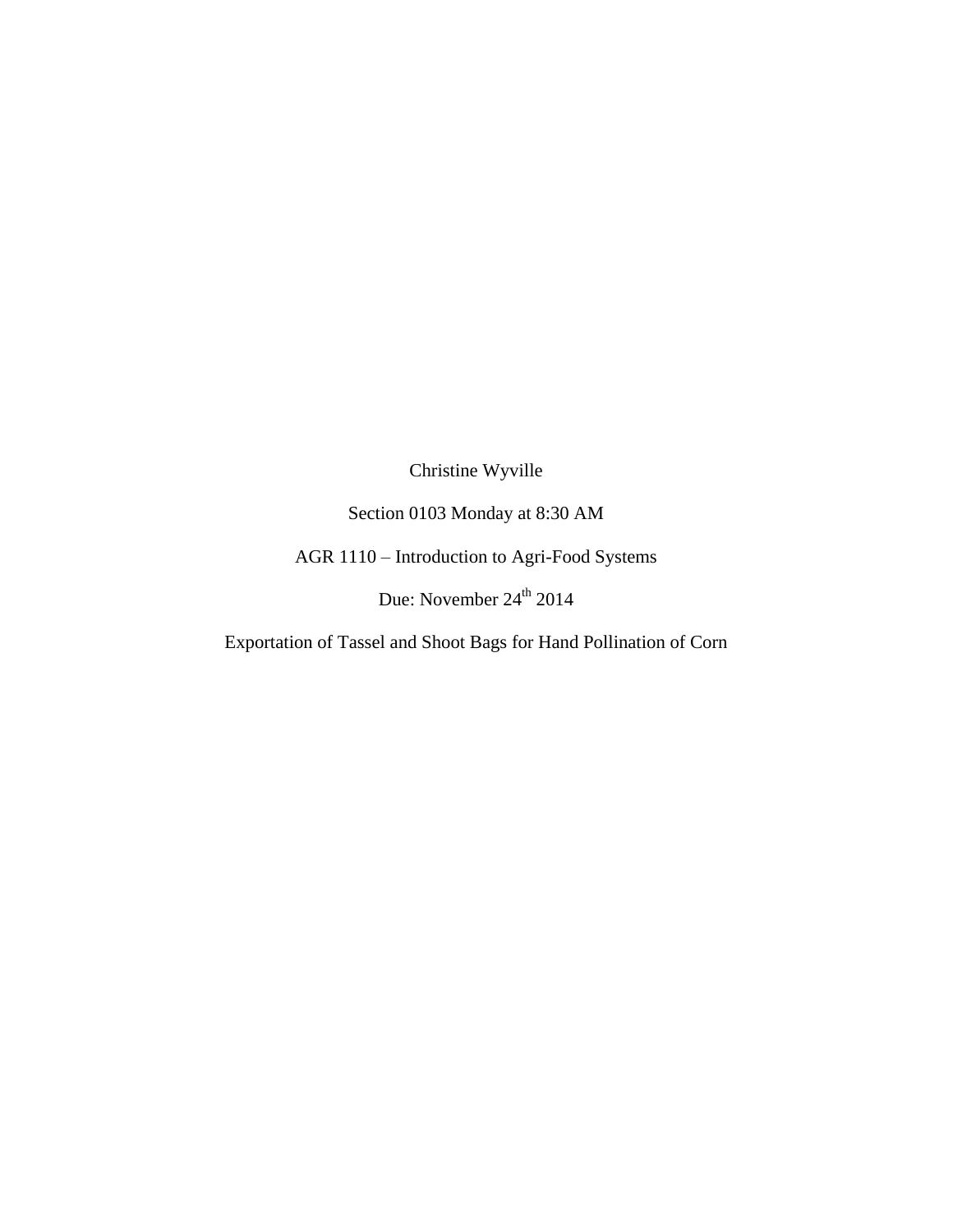Christine Wyville

Section 0103 Monday at 8:30 AM

AGR 1110 – Introduction to Agri-Food Systems

Due: November $24^{th}$ 2014

Exportation of Tassel and Shoot Bags for Hand Pollination of Corn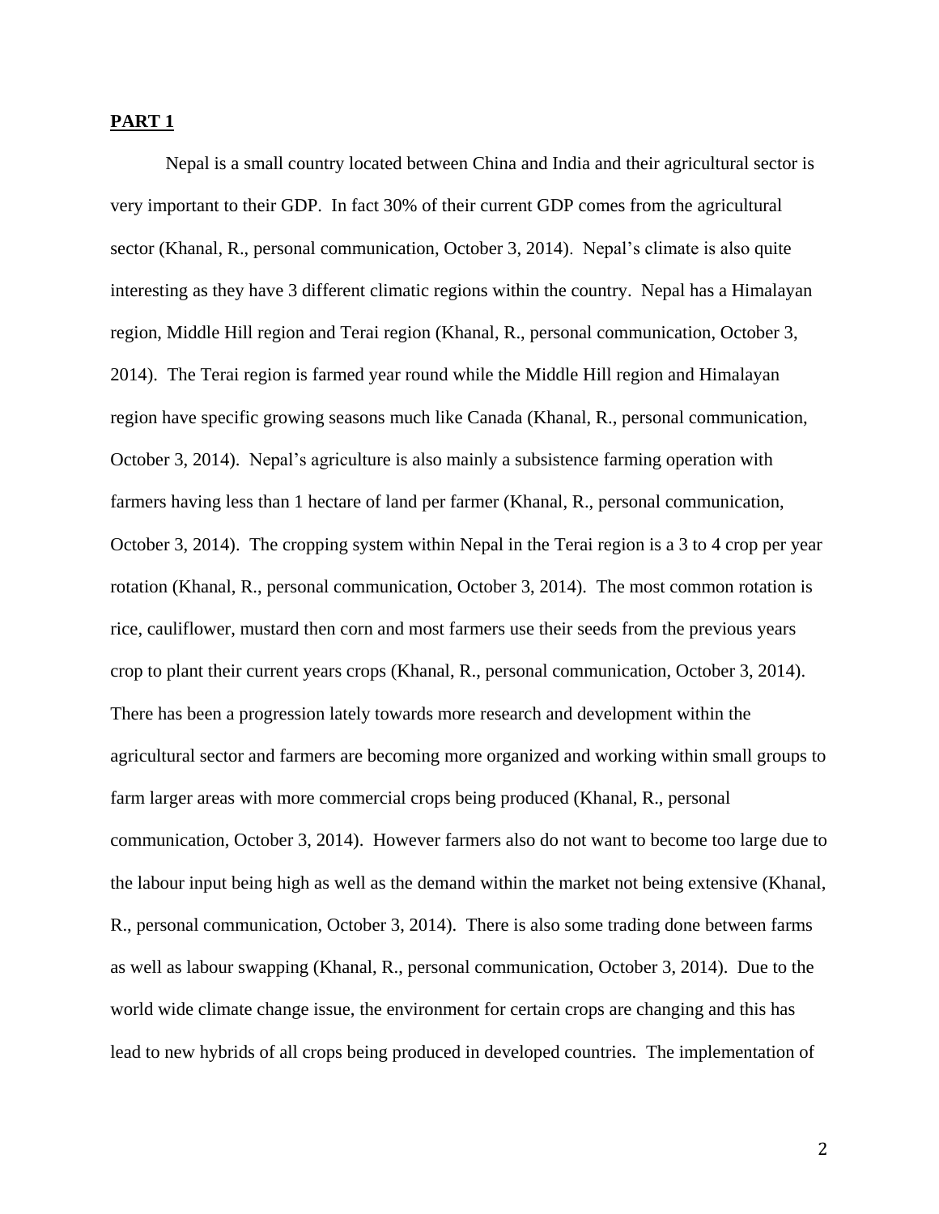**PART 1**

Nepal is a small country located between China and India and their agricultural sector is very important to their GDP. In fact 30% of their current GDP comes from the agricultural sector (Khanal, R., personal communication, October 3, 2014). Nepal's climate is also quite interesting as they have 3 different climatic regions within the country. Nepal has a Himalayan region, Middle Hill region and Terai region (Khanal, R., personal communication, October 3, 2014). The Terai region is farmed year round while the Middle Hill region and Himalayan region have specific growing seasons much like Canada (Khanal, R., personal communication, October 3, 2014). Nepal's agriculture is also mainly a subsistence farming operation with farmers having less than 1 hectare of land per farmer (Khanal, R., personal communication, October 3, 2014). The cropping system within Nepal in the Terai region is a 3 to 4 crop per year rotation (Khanal, R., personal communication, October 3, 2014). The most common rotation is rice, cauliflower, mustard then corn and most farmers use their seeds from the previous years crop to plant their current years crops (Khanal, R., personal communication, October 3, 2014). There has been a progression lately towards more research and development within the agricultural sector and farmers are becoming more organized and working within small groups to farm larger areas with more commercial crops being produced (Khanal, R., personal communication, October 3, 2014). However farmers also do not want to become too large due to the labour input being high as well as the demand within the market not being extensive (Khanal, R., personal communication, October 3, 2014). There is also some trading done between farms as well as labour swapping (Khanal, R., personal communication, October 3, 2014). Due to the world wide climate change issue, the environment for certain crops are changing and this has lead to new hybrids of all crops being produced in developed countries. The implementation of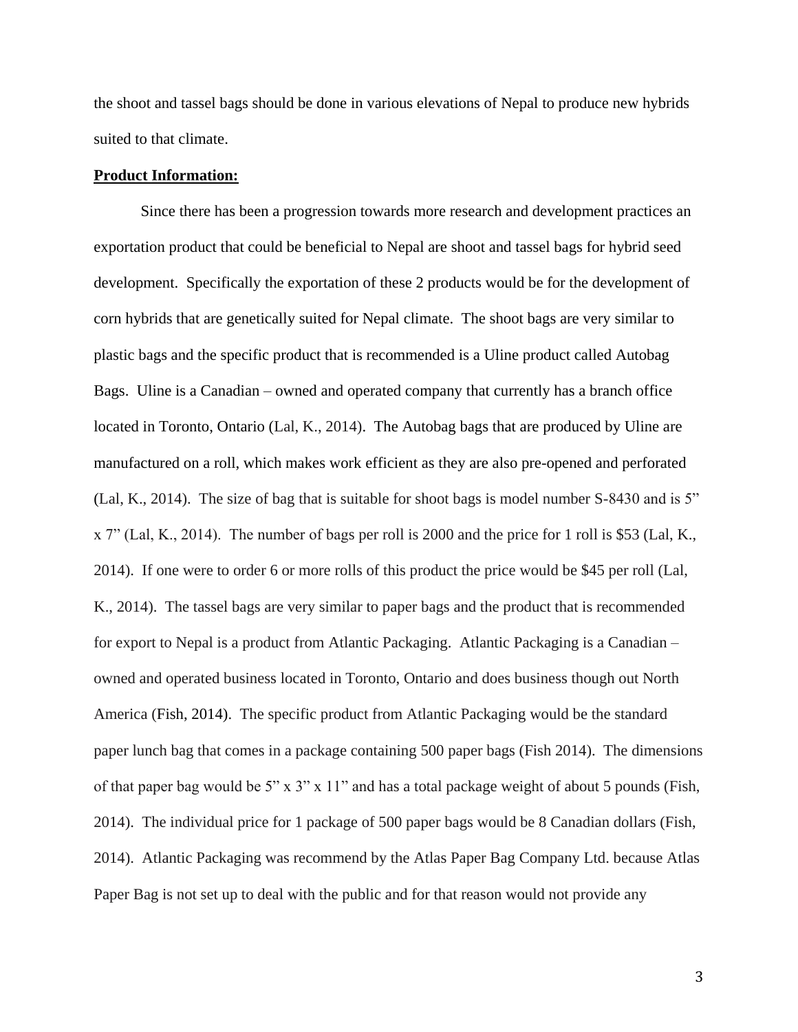the shoot and tassel bags should be done in various elevations of Nepal to produce new hybrids suited to that climate.

**<u>Product Information:</u>**

Since there has been a progression towards more research and development practices an exportation product that could be beneficial to Nepal are shoot and tassel bags for hybrid seed development. Specifically the exportation of these 2 products would be for the development of corn hybrids that are genetically suited for Nepal climate. The shoot bags are very similar to plastic bags and the specific product that is recommended is a Uline product called Autobag Bags. Uline is a Canadian – owned and operated company that currently has a branch office located in Toronto, Ontario (Lal, K., 2014). The Autobag bags that are produced by Uline are manufactured on a roll, which makes work efficient as they are also pre-opened and perforated (Lal, K., 2014). The size of bag that is suitable for shoot bags is model number S-8430 and is 5" x 7" (Lal, K., 2014). The number of bags per roll is 2000 and the price for 1 roll is $53 (Lal, K., 2014). If one were to order 6 or more rolls of this product the price would be $45 per roll (Lal, K., 2014). The tassel bags are very similar to paper bags and the product that is recommended for export to Nepal is a product from Atlantic Packaging. Atlantic Packaging is a Canadian – owned and operated business located in Toronto, Ontario and does business though out North America (Fish, 2014). The specific product from Atlantic Packaging would be the standard paper lunch bag that comes in a package containing 500 paper bags (Fish 2014). The dimensions of that paper bag would be 5" x 3" x 11" and has a total package weight of about 5 pounds (Fish, 2014). The individual price for 1 package of 500 paper bags would be 8 Canadian dollars (Fish, 2014). Atlantic Packaging was recommend by the Atlas Paper Bag Company Ltd. because Atlas Paper Bag is not set up to deal with the public and for that reason would not provide any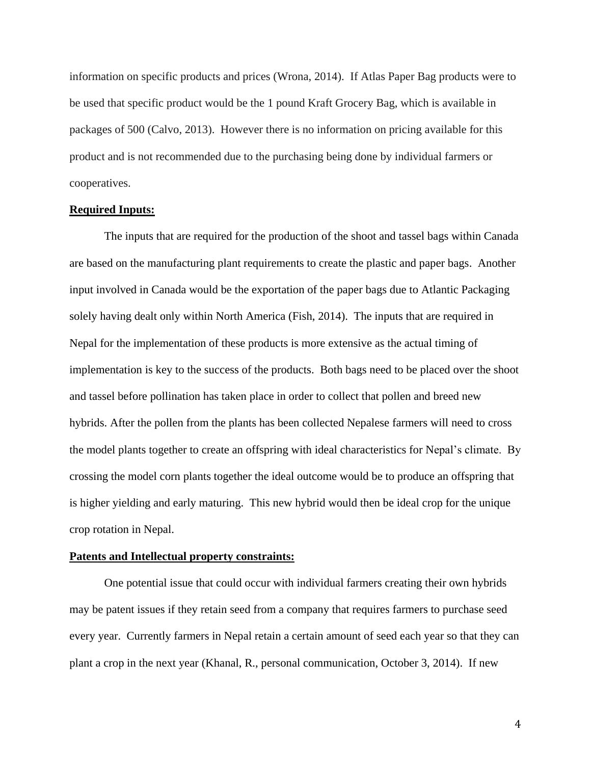information on specific products and prices (Wrona, 2014). If Atlas Paper Bag products were to be used that specific product would be the 1 pound Kraft Grocery Bag, which is available in packages of 500 (Calvo, 2013). However there is no information on pricing available for this product and is not recommended due to the purchasing being done by individual farmers or cooperatives.

**Required Inputs:**

The inputs that are required for the production of the shoot and tassel bags within Canada are based on the manufacturing plant requirements to create the plastic and paper bags. Another input involved in Canada would be the exportation of the paper bags due to Atlantic Packaging solely having dealt only within North America (Fish, 2014). The inputs that are required in Nepal for the implementation of these products is more extensive as the actual timing of implementation is key to the success of the products. Both bags need to be placed over the shoot and tassel before pollination has taken place in order to collect that pollen and breed new hybrids. After the pollen from the plants has been collected Nepalese farmers will need to cross the model plants together to create an offspring with ideal characteristics for Nepal's climate. By crossing the model corn plants together the ideal outcome would be to produce an offspring that is higher yielding and early maturing. This new hybrid would then be ideal crop for the unique crop rotation in Nepal.

**Patents and Intellectual property constraints:**

One potential issue that could occur with individual farmers creating their own hybrids may be patent issues if they retain seed from a company that requires farmers to purchase seed every year. Currently farmers in Nepal retain a certain amount of seed each year so that they can plant a crop in the next year (Khanal, R., personal communication, October 3, 2014). If new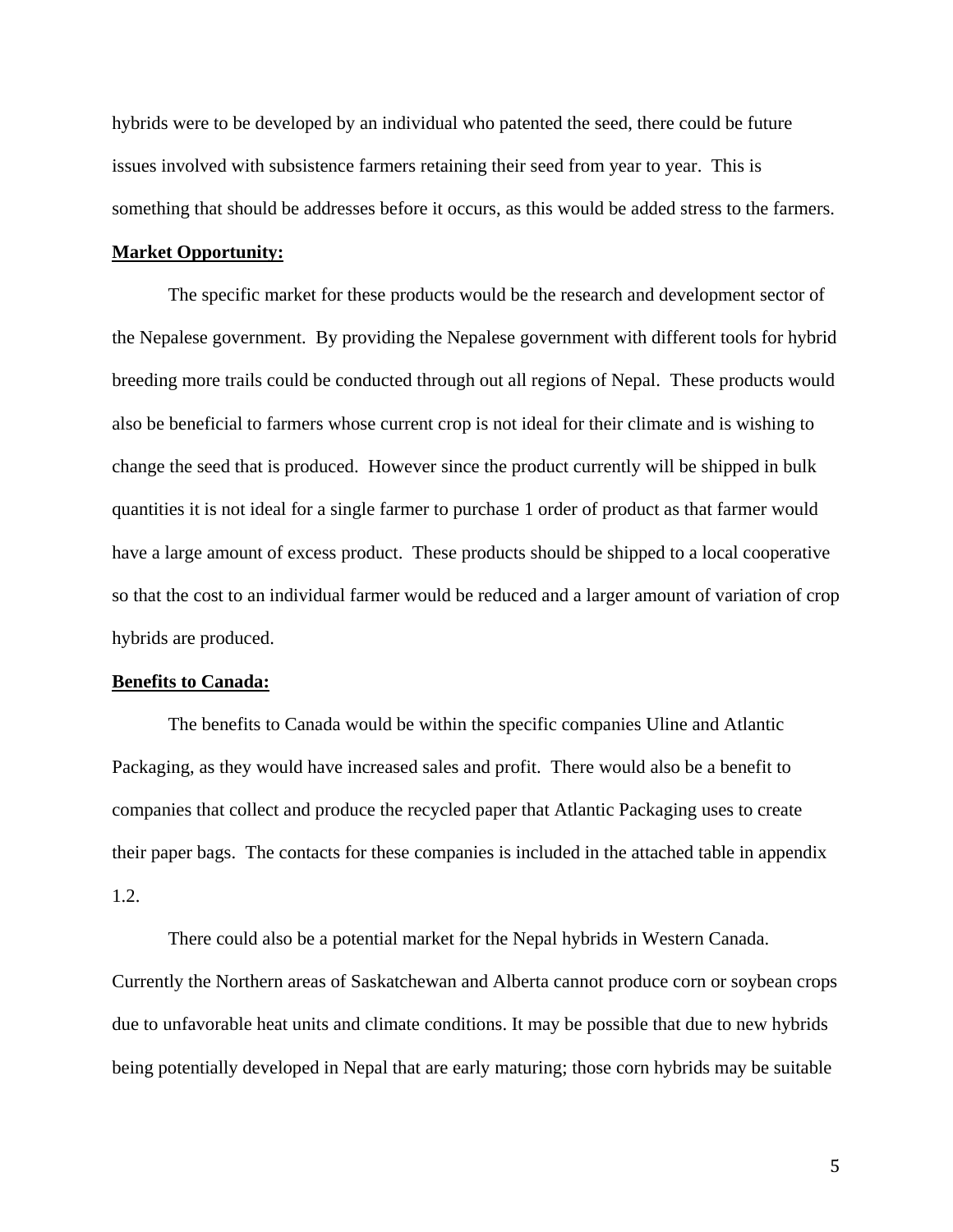hybrids were to be developed by an individual who patented the seed, there could be future issues involved with subsistence farmers retaining their seed from year to year. This is something that should be addresses before it occurs, as this would be added stress to the farmers.

**Market Opportunity:**

The specific market for these products would be the research and development sector of the Nepalese government. By providing the Nepalese government with different tools for hybrid breeding more trails could be conducted through out all regions of Nepal. These products would also be beneficial to farmers whose current crop is not ideal for their climate and is wishing to change the seed that is produced. However since the product currently will be shipped in bulk quantities it is not ideal for a single farmer to purchase 1 order of product as that farmer would have a large amount of excess product. These products should be shipped to a local cooperative so that the cost to an individual farmer would be reduced and a larger amount of variation of crop hybrids are produced.

**Benefits to Canada:**

The benefits to Canada would be within the specific companies Uline and Atlantic Packaging, as they would have increased sales and profit. There would also be a benefit to companies that collect and produce the recycled paper that Atlantic Packaging uses to create their paper bags. The contacts for these companies is included in the attached table in appendix 1.2.

There could also be a potential market for the Nepal hybrids in Western Canada. Currently the Northern areas of Saskatchewan and Alberta cannot produce corn or soybean crops due to unfavorable heat units and climate conditions. It may be possible that due to new hybrids being potentially developed in Nepal that are early maturing; those corn hybrids may be suitable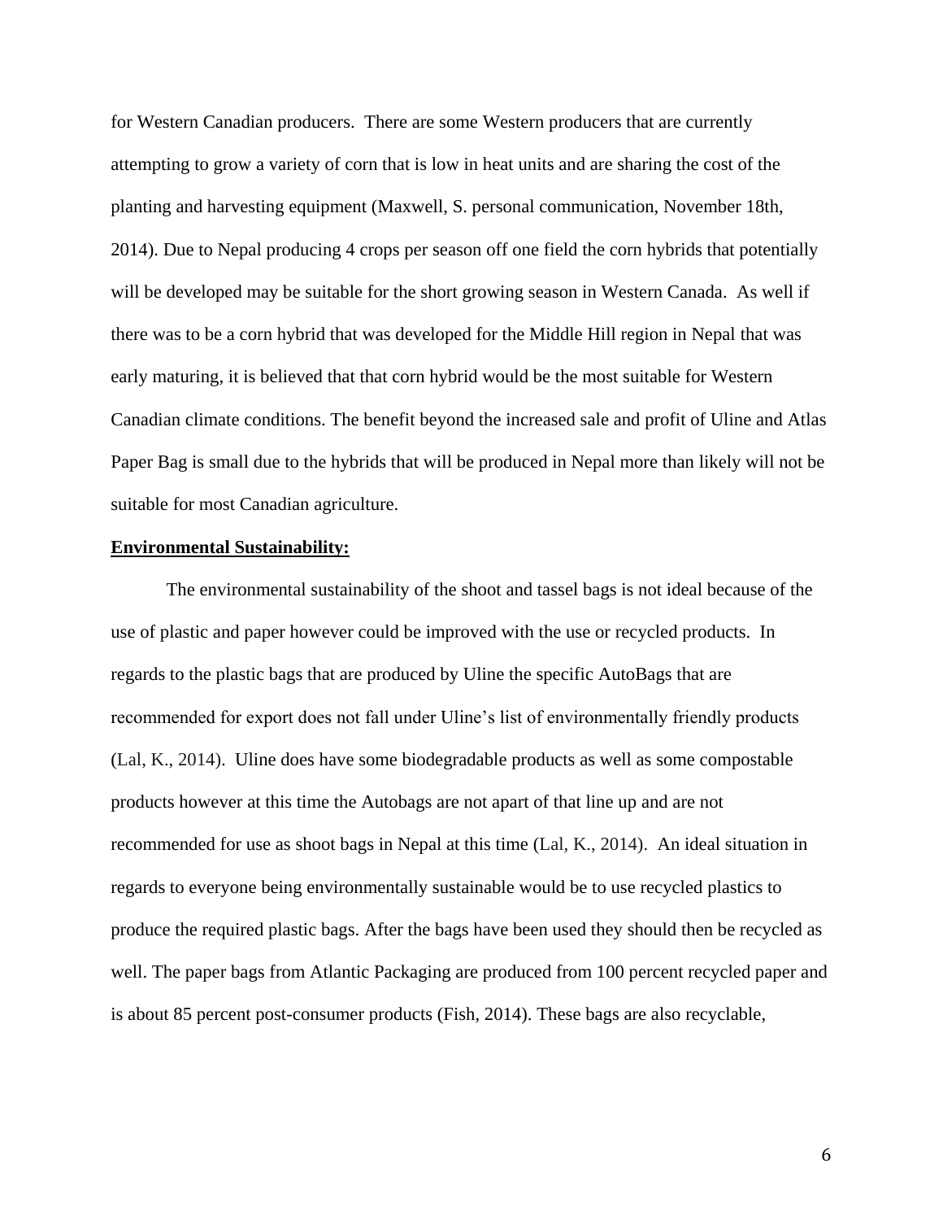for Western Canadian producers. There are some Western producers that are currently attempting to grow a variety of corn that is low in heat units and are sharing the cost of the planting and harvesting equipment (Maxwell, S. personal communication, November 18th, 2014). Due to Nepal producing 4 crops per season off one field the corn hybrids that potentially will be developed may be suitable for the short growing season in Western Canada. As well if there was to be a corn hybrid that was developed for the Middle Hill region in Nepal that was early maturing, it is believed that that corn hybrid would be the most suitable for Western Canadian climate conditions. The benefit beyond the increased sale and profit of Uline and Atlas Paper Bag is small due to the hybrids that will be produced in Nepal more than likely will not be suitable for most Canadian agriculture.

**Environmental Sustainability:**

The environmental sustainability of the shoot and tassel bags is not ideal because of the use of plastic and paper however could be improved with the use or recycled products. In regards to the plastic bags that are produced by Uline the specific AutoBags that are recommended for export does not fall under Uline's list of environmentally friendly products (Lal, K., 2014). Uline does have some biodegradable products as well as some compostable products however at this time the Autobags are not apart of that line up and are not recommended for use as shoot bags in Nepal at this time (Lal, K., 2014). An ideal situation in regards to everyone being environmentally sustainable would be to use recycled plastics to produce the required plastic bags. After the bags have been used they should then be recycled as well. The paper bags from Atlantic Packaging are produced from 100 percent recycled paper and is about 85 percent post-consumer products (Fish, 2014). These bags are also recyclable,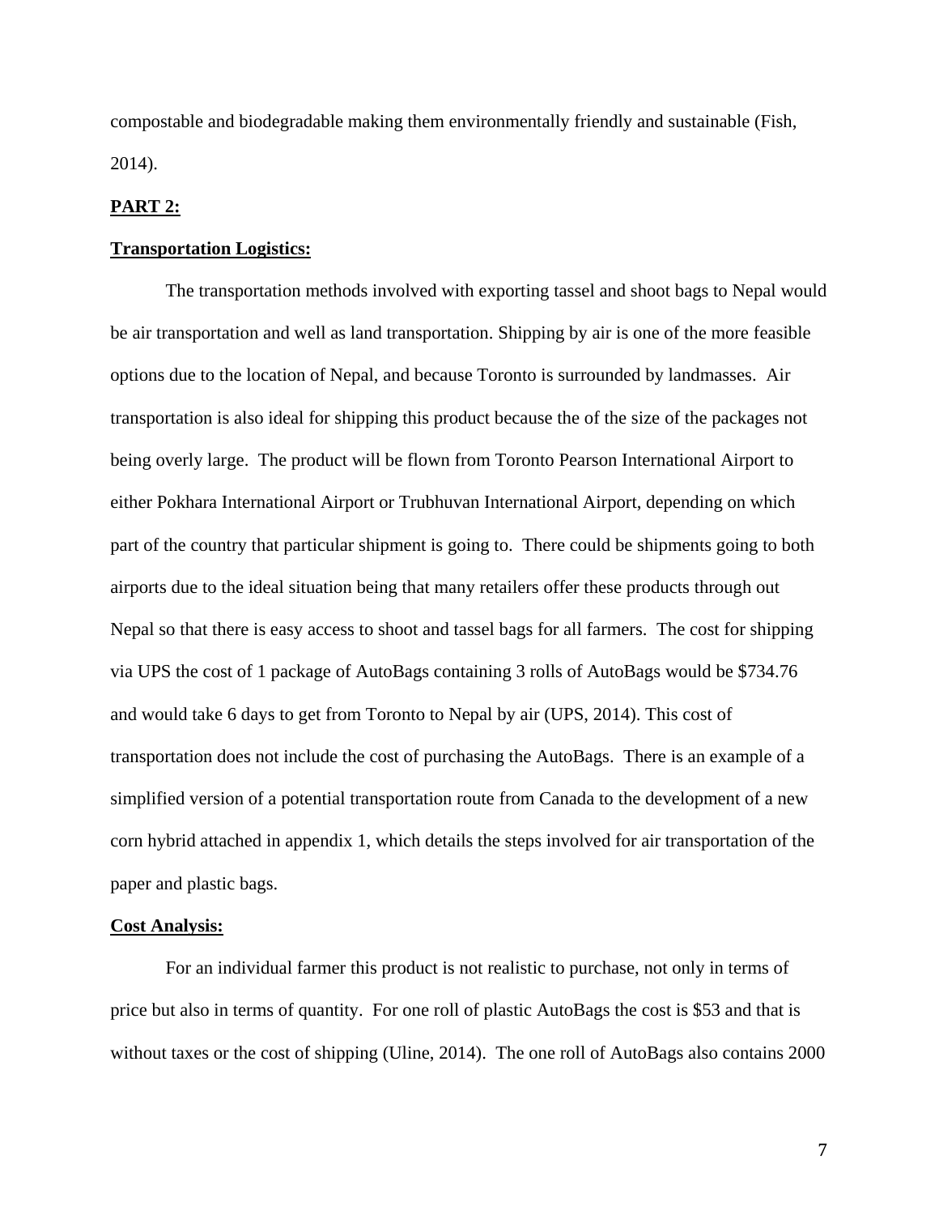compostable and biodegradable making them environmentally friendly and sustainable (Fish, 2014).

**PART 2:**

**Transportation Logistics:**

The transportation methods involved with exporting tassel and shoot bags to Nepal would be air transportation and well as land transportation. Shipping by air is one of the more feasible options due to the location of Nepal, and because Toronto is surrounded by landmasses. Air transportation is also ideal for shipping this product because the of the size of the packages not being overly large. The product will be flown from Toronto Pearson International Airport to either Pokhara International Airport or Trubhuvan International Airport, depending on which part of the country that particular shipment is going to. There could be shipments going to both airports due to the ideal situation being that many retailers offer these products through out Nepal so that there is easy access to shoot and tassel bags for all farmers. The cost for shipping via UPS the cost of 1 package of AutoBags containing 3 rolls of AutoBags would be $734.76 and would take 6 days to get from Toronto to Nepal by air (UPS, 2014). This cost of transportation does not include the cost of purchasing the AutoBags. There is an example of a simplified version of a potential transportation route from Canada to the development of a new corn hybrid attached in appendix 1, which details the steps involved for air transportation of the paper and plastic bags.

**Cost Analysis:**

For an individual farmer this product is not realistic to purchase, not only in terms of price but also in terms of quantity. For one roll of plastic AutoBags the cost is $53 and that is without taxes or the cost of shipping (Uline, 2014). The one roll of AutoBags also contains 2000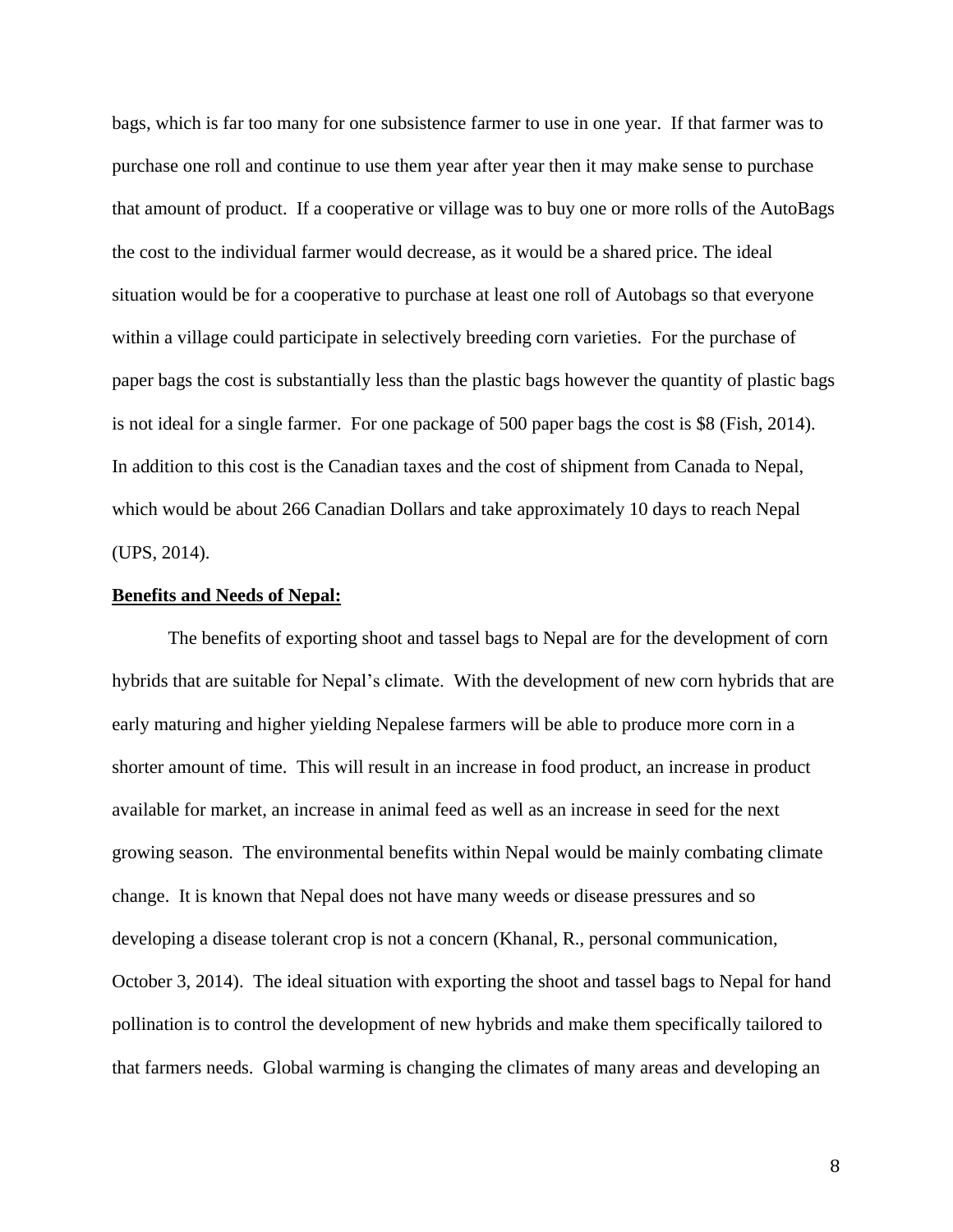bags, which is far too many for one subsistence farmer to use in one year. If that farmer was to purchase one roll and continue to use them year after year then it may make sense to purchase that amount of product. If a cooperative or village was to buy one or more rolls of the AutoBags the cost to the individual farmer would decrease, as it would be a shared price. The ideal situation would be for a cooperative to purchase at least one roll of Autobags so that everyone within a village could participate in selectively breeding corn varieties. For the purchase of paper bags the cost is substantially less than the plastic bags however the quantity of plastic bags is not ideal for a single farmer. For one package of 500 paper bags the cost is $8 (Fish, 2014). In addition to this cost is the Canadian taxes and the cost of shipment from Canada to Nepal, which would be about 266 Canadian Dollars and take approximately 10 days to reach Nepal (UPS, 2014).

**Benefits and Needs of Nepal:**

The benefits of exporting shoot and tassel bags to Nepal are for the development of corn hybrids that are suitable for Nepal's climate. With the development of new corn hybrids that are early maturing and higher yielding Nepalese farmers will be able to produce more corn in a shorter amount of time. This will result in an increase in food product, an increase in product available for market, an increase in animal feed as well as an increase in seed for the next growing season. The environmental benefits within Nepal would be mainly combating climate change. It is known that Nepal does not have many weeds or disease pressures and so developing a disease tolerant crop is not a concern (Khanal, R., personal communication, October 3, 2014). The ideal situation with exporting the shoot and tassel bags to Nepal for hand pollination is to control the development of new hybrids and make them specifically tailored to that farmers needs. Global warming is changing the climates of many areas and developing an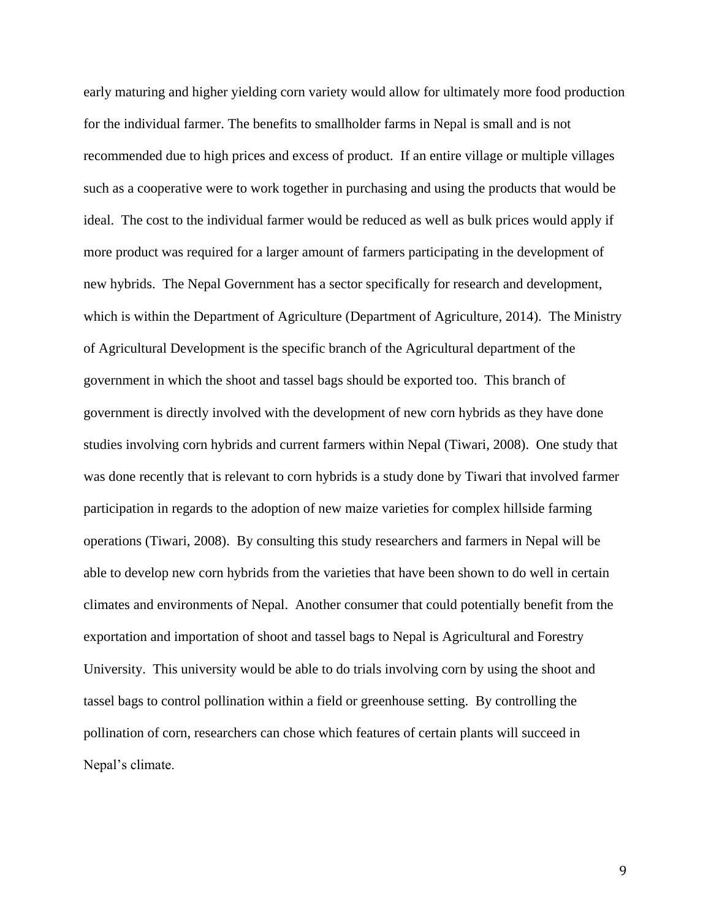early maturing and higher yielding corn variety would allow for ultimately more food production for the individual farmer. The benefits to smallholder farms in Nepal is small and is not recommended due to high prices and excess of product. If an entire village or multiple villages such as a cooperative were to work together in purchasing and using the products that would be ideal. The cost to the individual farmer would be reduced as well as bulk prices would apply if more product was required for a larger amount of farmers participating in the development of new hybrids. The Nepal Government has a sector specifically for research and development, which is within the Department of Agriculture (Department of Agriculture, 2014). The Ministry of Agricultural Development is the specific branch of the Agricultural department of the government in which the shoot and tassel bags should be exported too. This branch of government is directly involved with the development of new corn hybrids as they have done studies involving corn hybrids and current farmers within Nepal (Tiwari, 2008). One study that was done recently that is relevant to corn hybrids is a study done by Tiwari that involved farmer participation in regards to the adoption of new maize varieties for complex hillside farming operations (Tiwari, 2008). By consulting this study researchers and farmers in Nepal will be able to develop new corn hybrids from the varieties that have been shown to do well in certain climates and environments of Nepal. Another consumer that could potentially benefit from the exportation and importation of shoot and tassel bags to Nepal is Agricultural and Forestry University. This university would be able to do trials involving corn by using the shoot and tassel bags to control pollination within a field or greenhouse setting. By controlling the pollination of corn, researchers can chose which features of certain plants will succeed in Nepal's climate.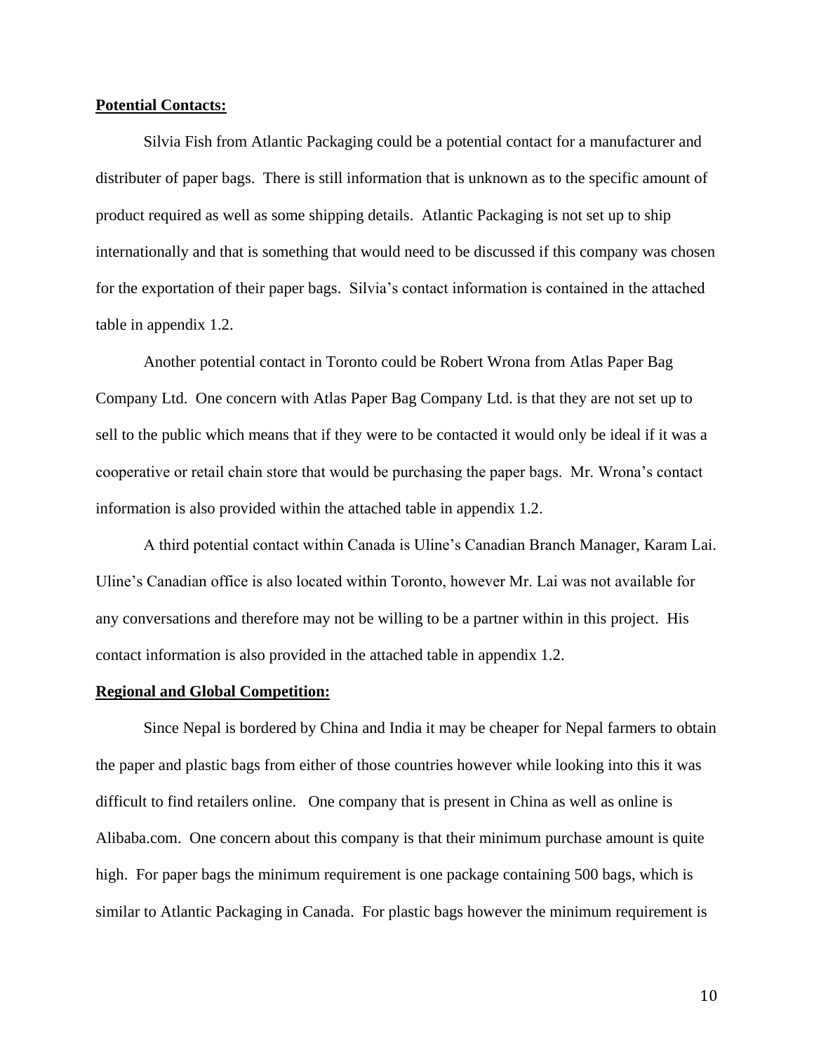**Potential Contacts:**

Silvia Fish from Atlantic Packaging could be a potential contact for a manufacturer and distributer of paper bags. There is still information that is unknown as to the specific amount of product required as well as some shipping details. Atlantic Packaging is not set up to ship internationally and that is something that would need to be discussed if this company was chosen for the exportation of their paper bags. Silvia's contact information is contained in the attached table in appendix 1.2.

Another potential contact in Toronto could be Robert Wrona from Atlas Paper Bag Company Ltd. One concern with Atlas Paper Bag Company Ltd. is that they are not set up to sell to the public which means that if they were to be contacted it would only be ideal if it was a cooperative or retail chain store that would be purchasing the paper bags. Mr. Wrona's contact information is also provided within the attached table in appendix 1.2.

A third potential contact within Canada is Uline's Canadian Branch Manager, Karam Lai. Uline's Canadian office is also located within Toronto, however Mr. Lai was not available for any conversations and therefore may not be willing to be a partner within in this project. His contact information is also provided in the attached table in appendix 1.2.

**Regional and Global Competition:**

Since Nepal is bordered by China and India it may be cheaper for Nepal farmers to obtain the paper and plastic bags from either of those countries however while looking into this it was difficult to find retailers online. One company that is present in China as well as online is Alibaba.com. One concern about this company is that their minimum purchase amount is quite high. For paper bags the minimum requirement is one package containing 500 bags, which is similar to Atlantic Packaging in Canada. For plastic bags however the minimum requirement is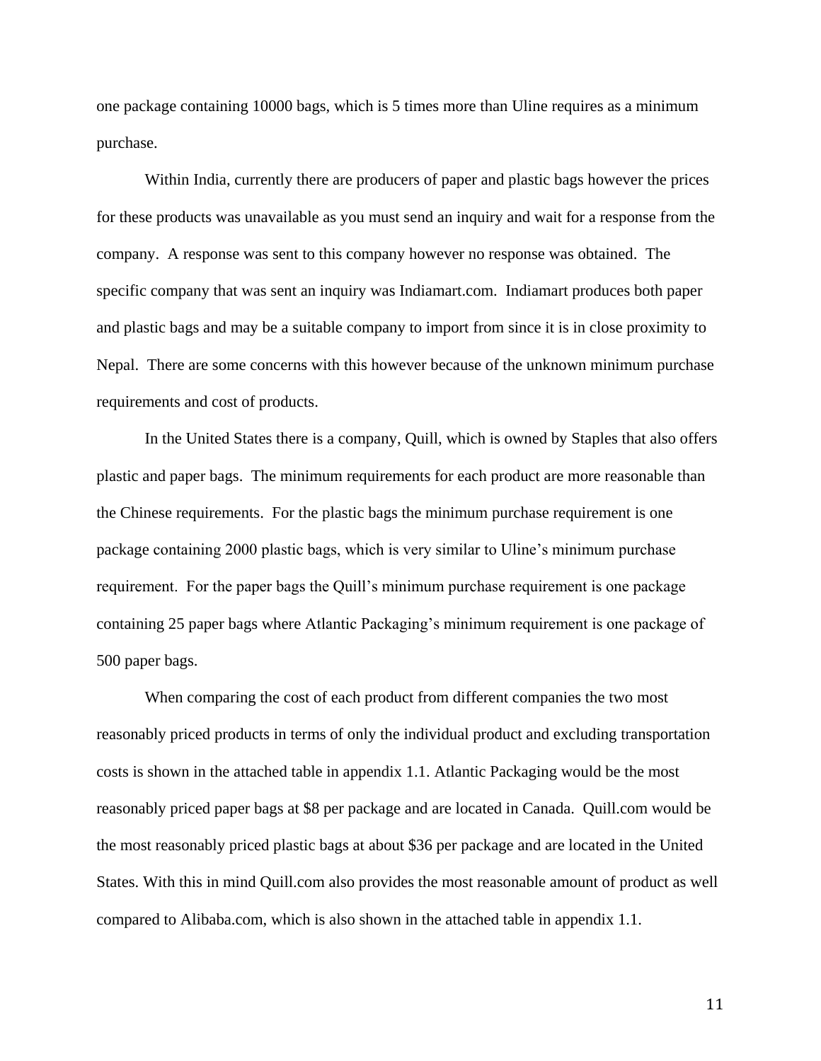one package containing 10000 bags, which is 5 times more than Uline requires as a minimum purchase.

Within India, currently there are producers of paper and plastic bags however the prices for these products was unavailable as you must send an inquiry and wait for a response from the company. A response was sent to this company however no response was obtained. The specific company that was sent an inquiry was Indiamart.com. Indiamart produces both paper and plastic bags and may be a suitable company to import from since it is in close proximity to Nepal. There are some concerns with this however because of the unknown minimum purchase requirements and cost of products.

In the United States there is a company, Quill, which is owned by Staples that also offers plastic and paper bags. The minimum requirements for each product are more reasonable than the Chinese requirements. For the plastic bags the minimum purchase requirement is one package containing 2000 plastic bags, which is very similar to Uline's minimum purchase requirement. For the paper bags the Quill's minimum purchase requirement is one package containing 25 paper bags where Atlantic Packaging's minimum requirement is one package of 500 paper bags.

When comparing the cost of each product from different companies the two most reasonably priced products in terms of only the individual product and excluding transportation costs is shown in the attached table in appendix 1.1. Atlantic Packaging would be the most reasonably priced paper bags at $8 per package and are located in Canada. Quill.com would be the most reasonably priced plastic bags at about $36 per package and are located in the United States. With this in mind Quill.com also provides the most reasonable amount of product as well compared to Alibaba.com, which is also shown in the attached table in appendix 1.1.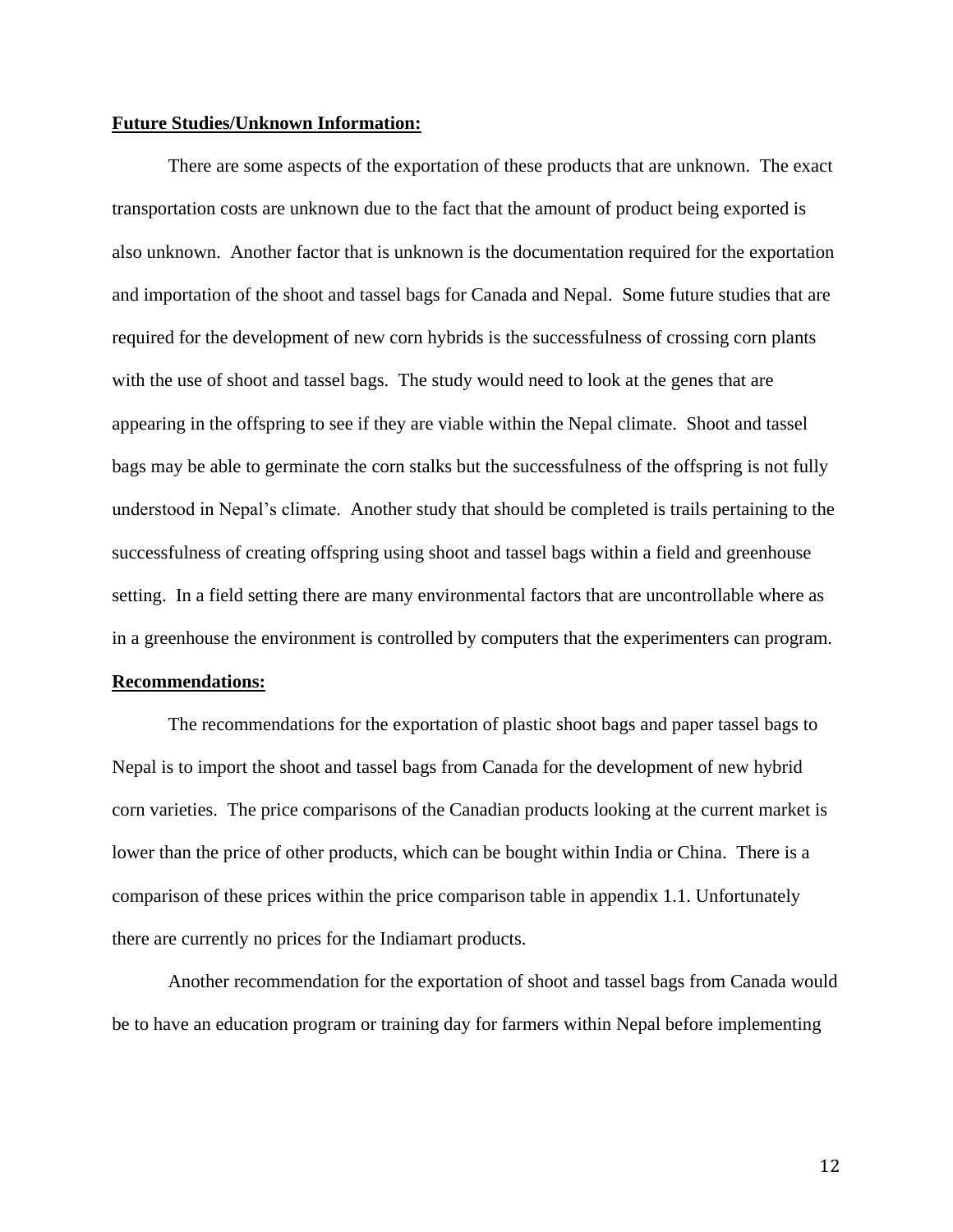**Future Studies/Unknown Information:**

There are some aspects of the exportation of these products that are unknown. The exact transportation costs are unknown due to the fact that the amount of product being exported is also unknown. Another factor that is unknown is the documentation required for the exportation and importation of the shoot and tassel bags for Canada and Nepal. Some future studies that are required for the development of new corn hybrids is the successfulness of crossing corn plants with the use of shoot and tassel bags. The study would need to look at the genes that are appearing in the offspring to see if they are viable within the Nepal climate. Shoot and tassel bags may be able to germinate the corn stalks but the successfulness of the offspring is not fully understood in Nepal's climate. Another study that should be completed is trails pertaining to the successfulness of creating offspring using shoot and tassel bags within a field and greenhouse setting. In a field setting there are many environmental factors that are uncontrollable where as in a greenhouse the environment is controlled by computers that the experimenters can program.

**Recommendations:**

The recommendations for the exportation of plastic shoot bags and paper tassel bags to Nepal is to import the shoot and tassel bags from Canada for the development of new hybrid corn varieties. The price comparisons of the Canadian products looking at the current market is lower than the price of other products, which can be bought within India or China. There is a comparison of these prices within the price comparison table in appendix 1.1. Unfortunately there are currently no prices for the Indiamart products.

Another recommendation for the exportation of shoot and tassel bags from Canada would be to have an education program or training day for farmers within Nepal before implementing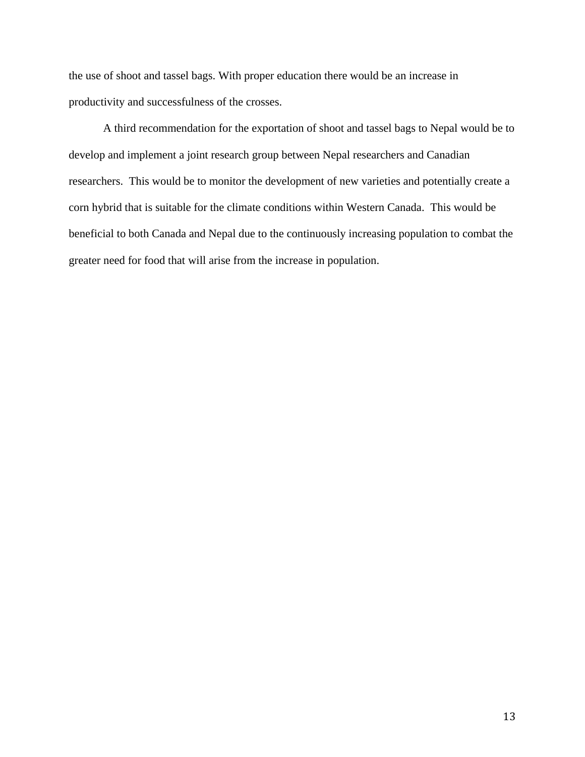the use of shoot and tassel bags. With proper education there would be an increase in productivity and successfulness of the crosses.

A third recommendation for the exportation of shoot and tassel bags to Nepal would be to develop and implement a joint research group between Nepal researchers and Canadian researchers. This would be to monitor the development of new varieties and potentially create a corn hybrid that is suitable for the climate conditions within Western Canada. This would be beneficial to both Canada and Nepal due to the continuously increasing population to combat the greater need for food that will arise from the increase in population.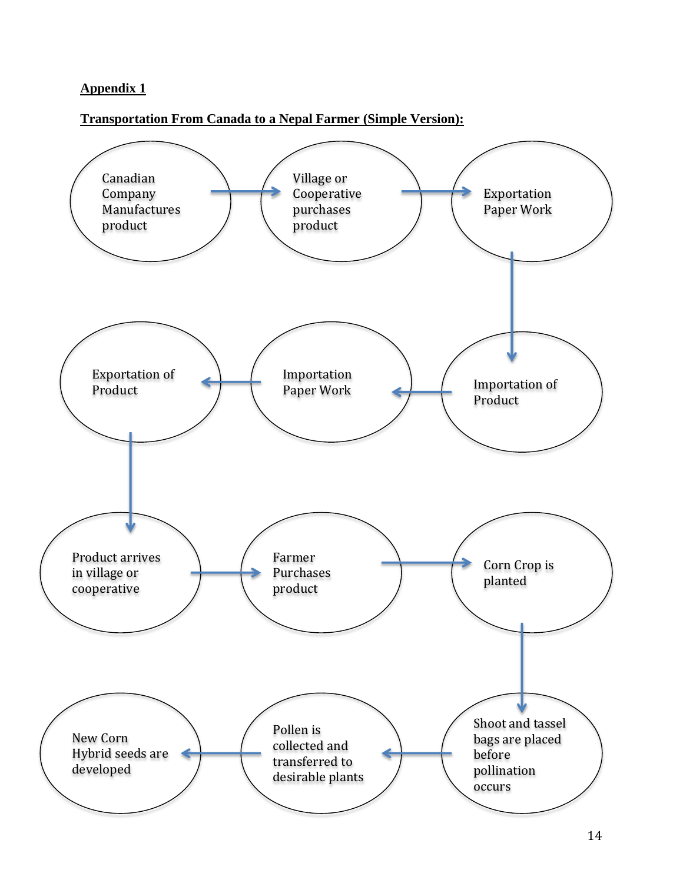**Appendix 1**

**Transportation From Canada to a Nepal Farmer (Simple Version):**

1. Canadian Company Manufactures product →
2. Village or Cooperative purchases product →
3. Exportation Paper Work →
4. Importation of Product →
5. Importation Paper Work →
6. Exportation of Product →
7. Product arrives in village or cooperative →
8. Farmer Purchases product →
9. Corn Crop is planted →
10. Shoot and tassel bags are placed before pollination occurs →
11. Pollen is collected and transferred to desirable plants →
12. New Corn Hybrid seeds are developed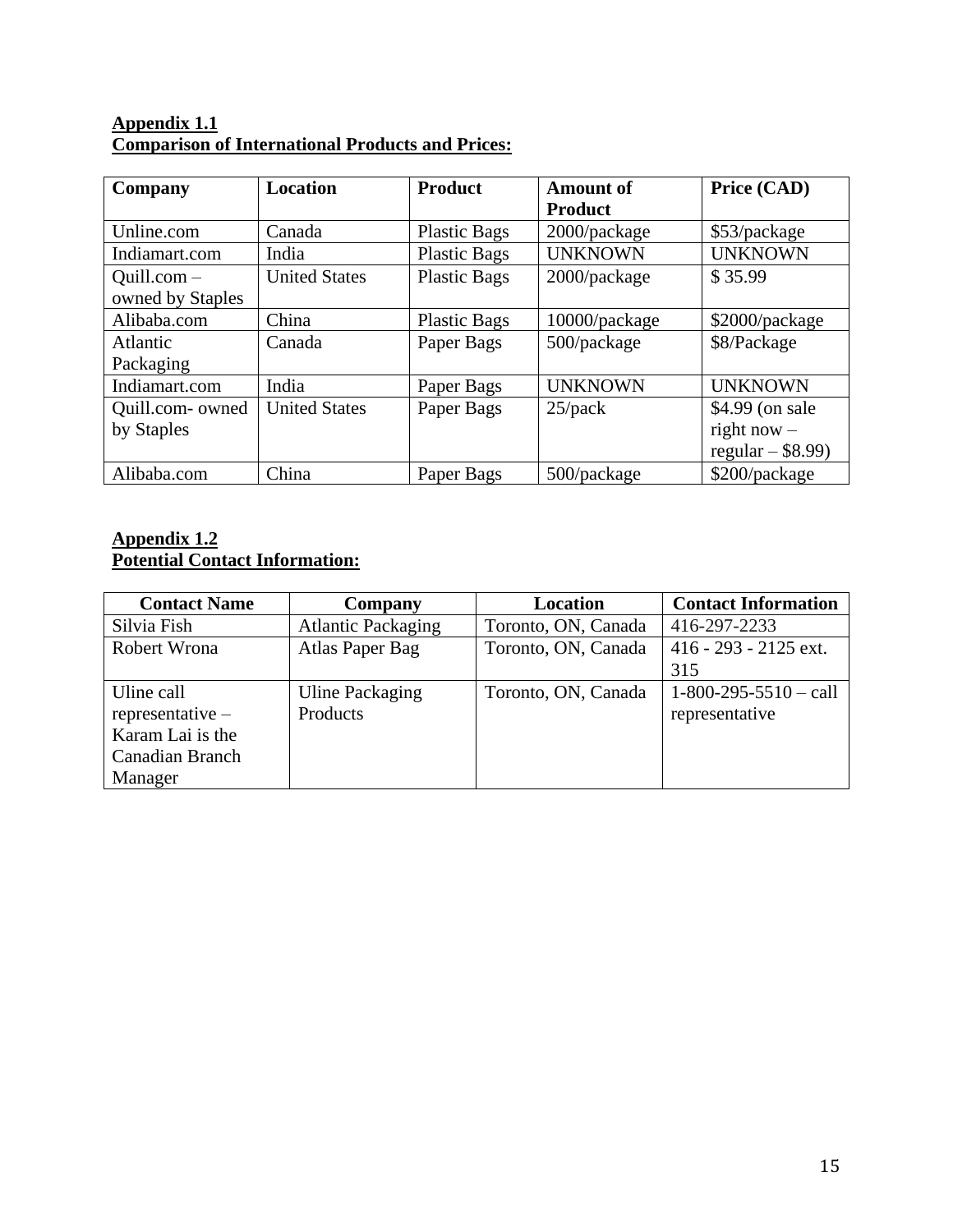**Appendix 1.1**
**Comparison of International Products and Prices:**

| Company | Location | Product | Amount of Product | Price (CAD) |
|---|---|---|---|---|
| Unline.com | Canada | Plastic Bags | 2000/package | $53/package |
| Indiamart.com | India | Plastic Bags | UNKNOWN | UNKNOWN |
| Quill.com – owned by Staples | United States | Plastic Bags | 2000/package | $ 35.99 |
| Alibaba.com | China | Plastic Bags | 10000/package | $2000/package |
| Atlantic Packaging | Canada | Paper Bags | 500/package | $8/Package |
| Indiamart.com | India | Paper Bags | UNKNOWN | UNKNOWN |
| Quill.com- owned by Staples | United States | Paper Bags | 25/pack | $4.99 (on sale right now – regular – $8.99) |
| Alibaba.com | China | Paper Bags | 500/package | $200/package |

**Appendix 1.2**
**Potential Contact Information:**

| Contact Name | Company | Location | Contact Information |
|---|---|---|---|
| Silvia Fish | Atlantic Packaging | Toronto, ON, Canada | 416-297-2233 |
| Robert Wrona | Atlas Paper Bag | Toronto, ON, Canada | 416 - 293 - 2125 ext. 315 |
| Uline call representative – Karam Lai is the Canadian Branch Manager | Uline Packaging Products | Toronto, ON, Canada | 1-800-295-5510 – call representative |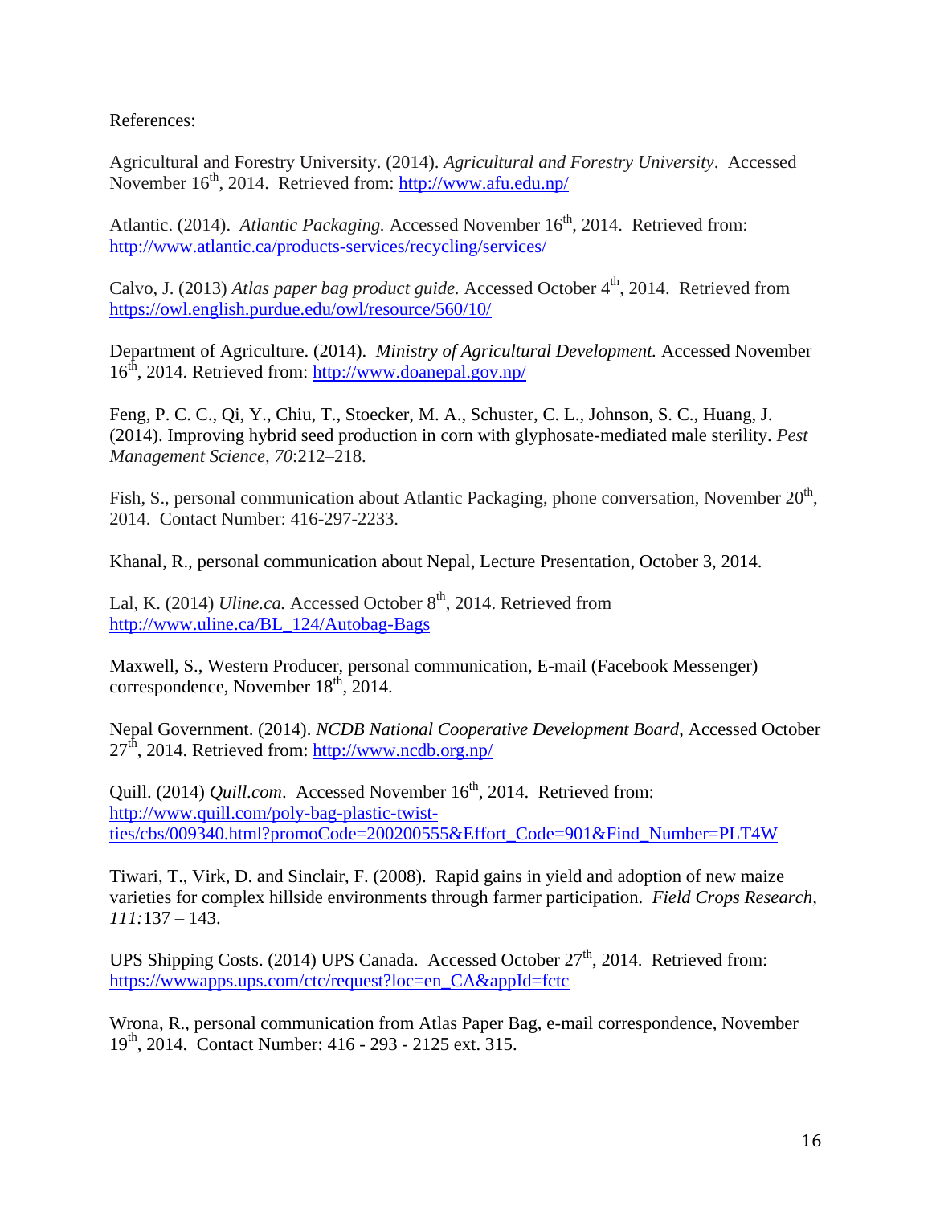References:

Agricultural and Forestry University. (2014). *Agricultural and Forestry University*. Accessed November 16th, 2014. Retrieved from: http://www.afu.edu.np/

Atlantic. (2014). *Atlantic Packaging.* Accessed November 16th, 2014. Retrieved from: http://www.atlantic.ca/products-services/recycling/services/

Calvo, J. (2013) *Atlas paper bag product guide.* Accessed October 4th, 2014. Retrieved from https://owl.english.purdue.edu/owl/resource/560/10/

Department of Agriculture. (2014). *Ministry of Agricultural Development.* Accessed November 16th, 2014. Retrieved from: http://www.doanepal.gov.np/

Feng, P. C. C., Qi, Y., Chiu, T., Stoecker, M. A., Schuster, C. L., Johnson, S. C., Huang, J. (2014). Improving hybrid seed production in corn with glyphosate-mediated male sterility. *Pest Management Science, 70*:212–218.

Fish, S., personal communication about Atlantic Packaging, phone conversation, November 20th, 2014. Contact Number: 416-297-2233.

Khanal, R., personal communication about Nepal, Lecture Presentation, October 3, 2014.

Lal, K. (2014) *Uline.ca.* Accessed October 8th, 2014. Retrieved from http://www.uline.ca/BL_124/Autobag-Bags

Maxwell, S., Western Producer, personal communication, E-mail (Facebook Messenger) correspondence, November 18th, 2014.

Nepal Government. (2014). *NCDB National Cooperative Development Board*, Accessed October 27th, 2014. Retrieved from: http://www.ncdb.org.np/

Quill. (2014) *Quill.com*. Accessed November 16th, 2014. Retrieved from: http://www.quill.com/poly-bag-plastic-twist-ties/cbs/009340.html?promoCode=200200555&Effort_Code=901&Find_Number=PLT4W

Tiwari, T., Virk, D. and Sinclair, F. (2008). Rapid gains in yield and adoption of new maize varieties for complex hillside environments through farmer participation. *Field Crops Research, 111:*137 – 143.

UPS Shipping Costs. (2014) UPS Canada. Accessed October 27th, 2014. Retrieved from: https://wwwapps.ups.com/ctc/request?loc=en_CA&appId=fctc

Wrona, R., personal communication from Atlas Paper Bag, e-mail correspondence, November 19th, 2014. Contact Number: 416 - 293 - 2125 ext. 315.